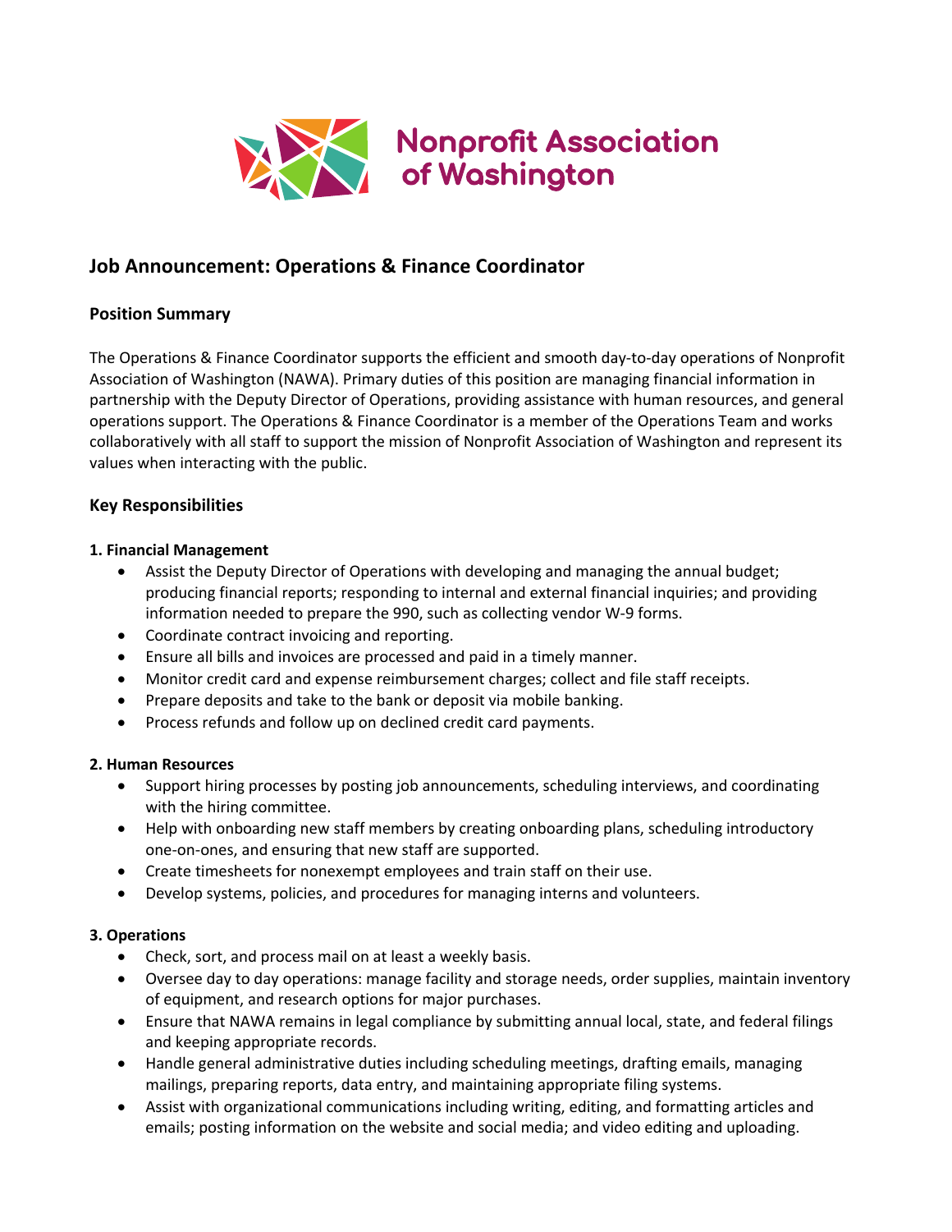Nonprofit Association of Washington

# Job Announcement: Operations & Finance Coordinator

## Position Summary

The Operations & Finance Coordinator supports the efficient and smooth day-to-day operations of Nonprofit Association of Washington (NAWA). Primary duties of this position are managing financial information in partnership with the Deputy Director of Operations, providing assistance with human resources, and general operations support. The Operations & Finance Coordinator is a member of the Operations Team and works collaboratively with all staff to support the mission of Nonprofit Association of Washington and represent its values when interacting with the public.

## Key Responsibilities

### 1. Financial Management

- Assist the Deputy Director of Operations with developing and managing the annual budget; producing financial reports; responding to internal and external financial inquiries; and providing information needed to prepare the 990, such as collecting vendor W-9 forms.
- Coordinate contract invoicing and reporting.
- Ensure all bills and invoices are processed and paid in a timely manner.
- Monitor credit card and expense reimbursement charges; collect and file staff receipts.
- Prepare deposits and take to the bank or deposit via mobile banking.
- Process refunds and follow up on declined credit card payments.

### 2. Human Resources

- Support hiring processes by posting job announcements, scheduling interviews, and coordinating with the hiring committee.
- Help with onboarding new staff members by creating onboarding plans, scheduling introductory one-on-ones, and ensuring that new staff are supported.
- Create timesheets for nonexempt employees and train staff on their use.
- Develop systems, policies, and procedures for managing interns and volunteers.

### 3. Operations

- Check, sort, and process mail on at least a weekly basis.
- Oversee day to day operations: manage facility and storage needs, order supplies, maintain inventory of equipment, and research options for major purchases.
- Ensure that NAWA remains in legal compliance by submitting annual local, state, and federal filings and keeping appropriate records.
- Handle general administrative duties including scheduling meetings, drafting emails, managing mailings, preparing reports, data entry, and maintaining appropriate filing systems.
- Assist with organizational communications including writing, editing, and formatting articles and emails; posting information on the website and social media; and video editing and uploading.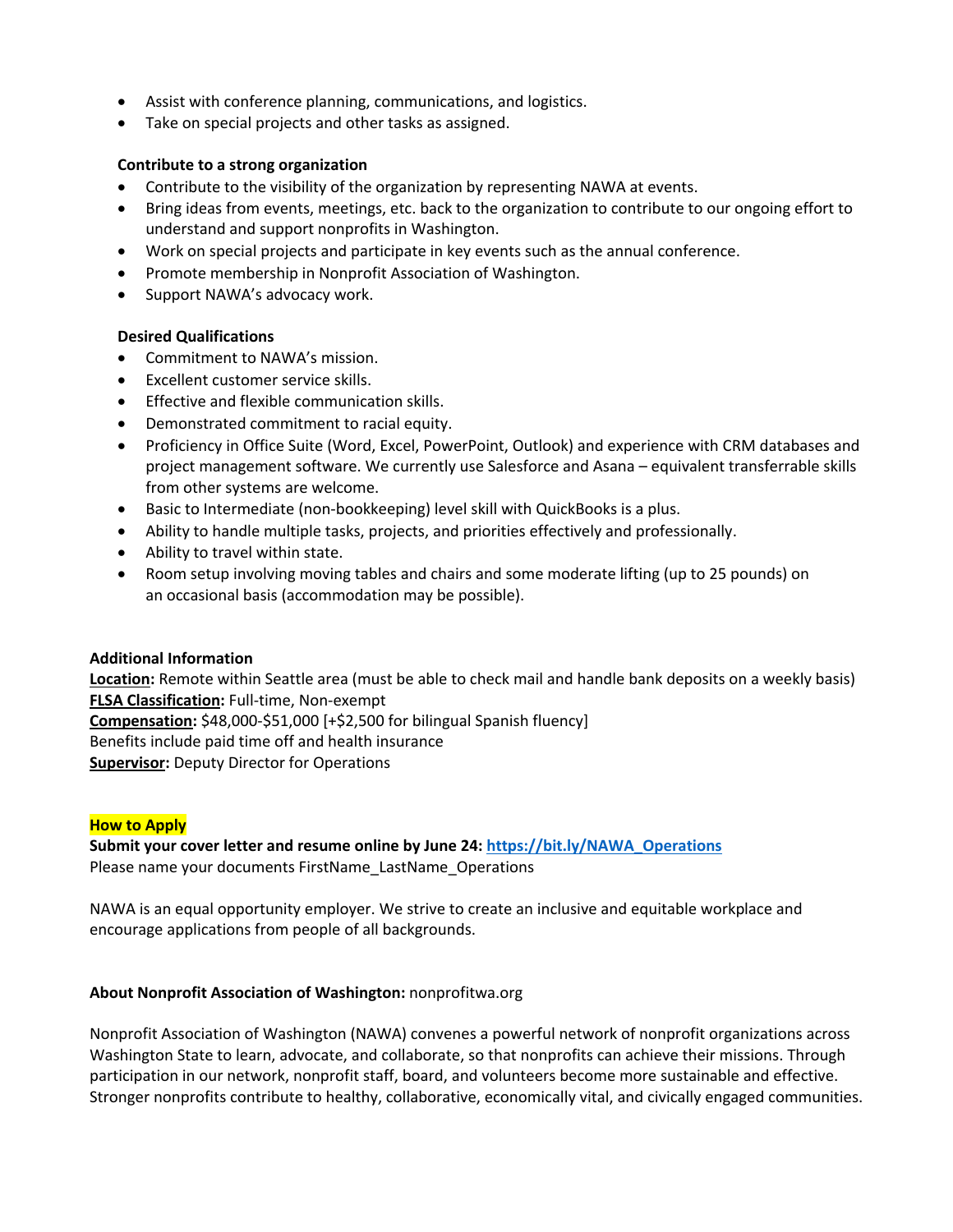- Assist with conference planning, communications, and logistics.
- Take on special projects and other tasks as assigned.

**Contribute to a strong organization**

- Contribute to the visibility of the organization by representing NAWA at events.
- Bring ideas from events, meetings, etc. back to the organization to contribute to our ongoing effort to understand and support nonprofits in Washington.
- Work on special projects and participate in key events such as the annual conference.
- Promote membership in Nonprofit Association of Washington.
- Support NAWA's advocacy work.

**Desired Qualifications**

- Commitment to NAWA's mission.
- Excellent customer service skills.
- Effective and flexible communication skills.
- Demonstrated commitment to racial equity.
- Proficiency in Office Suite (Word, Excel, PowerPoint, Outlook) and experience with CRM databases and project management software. We currently use Salesforce and Asana – equivalent transferrable skills from other systems are welcome.
- Basic to Intermediate (non-bookkeeping) level skill with QuickBooks is a plus.
- Ability to handle multiple tasks, projects, and priorities effectively and professionally.
- Ability to travel within state.
- Room setup involving moving tables and chairs and some moderate lifting (up to 25 pounds) on an occasional basis (accommodation may be possible).

**Additional Information**

**Location:** Remote within Seattle area (must be able to check mail and handle bank deposits on a weekly basis)
**FLSA Classification:** Full-time, Non-exempt
**Compensation:** $48,000-$51,000 [+$2,500 for bilingual Spanish fluency]
Benefits include paid time off and health insurance
**Supervisor:** Deputy Director for Operations

**How to Apply**

**Submit your cover letter and resume online by June 24: [https://bit.ly/NAWA_Operations](https://bit.ly/NAWA_Operations)**
Please name your documents FirstName_LastName_Operations

NAWA is an equal opportunity employer. We strive to create an inclusive and equitable workplace and encourage applications from people of all backgrounds.

**About Nonprofit Association of Washington:** nonprofitwa.org

Nonprofit Association of Washington (NAWA) convenes a powerful network of nonprofit organizations across Washington State to learn, advocate, and collaborate, so that nonprofits can achieve their missions. Through participation in our network, nonprofit staff, board, and volunteers become more sustainable and effective. Stronger nonprofits contribute to healthy, collaborative, economically vital, and civically engaged communities.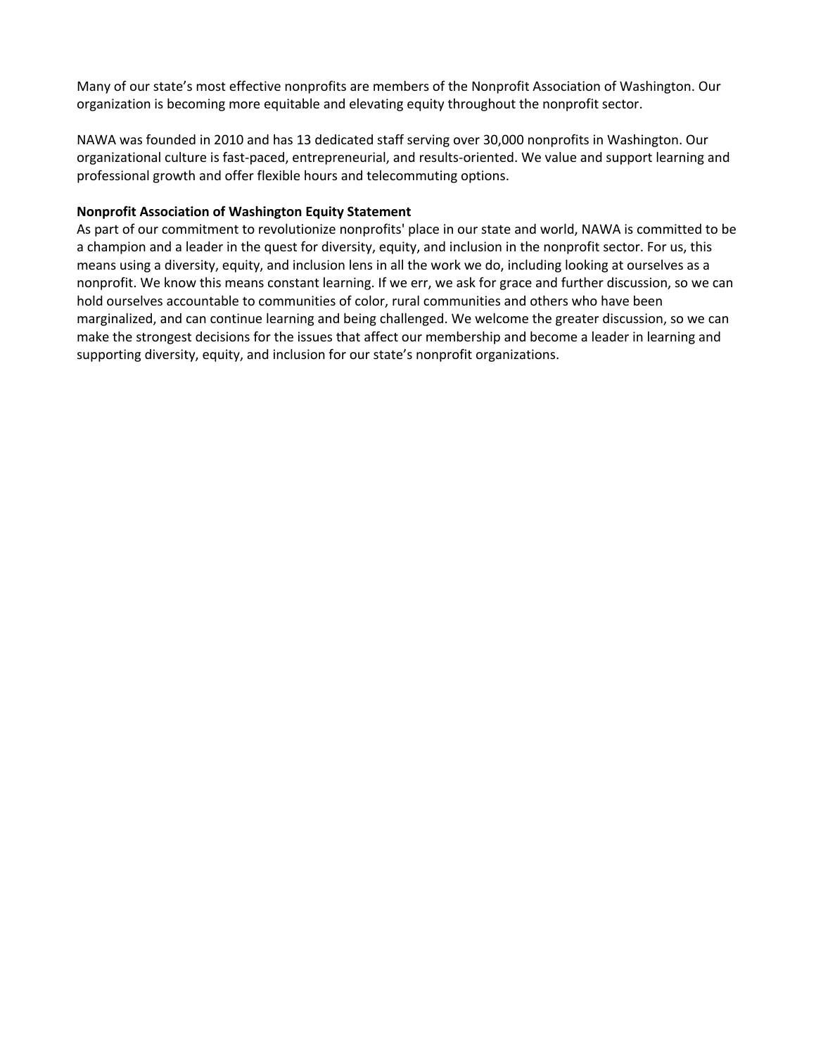Many of our state's most effective nonprofits are members of the Nonprofit Association of Washington. Our organization is becoming more equitable and elevating equity throughout the nonprofit sector.

NAWA was founded in 2010 and has 13 dedicated staff serving over 30,000 nonprofits in Washington. Our organizational culture is fast-paced, entrepreneurial, and results-oriented. We value and support learning and professional growth and offer flexible hours and telecommuting options.

**Nonprofit Association of Washington Equity Statement**

As part of our commitment to revolutionize nonprofits' place in our state and world, NAWA is committed to be a champion and a leader in the quest for diversity, equity, and inclusion in the nonprofit sector. For us, this means using a diversity, equity, and inclusion lens in all the work we do, including looking at ourselves as a nonprofit. We know this means constant learning. If we err, we ask for grace and further discussion, so we can hold ourselves accountable to communities of color, rural communities and others who have been marginalized, and can continue learning and being challenged. We welcome the greater discussion, so we can make the strongest decisions for the issues that affect our membership and become a leader in learning and supporting diversity, equity, and inclusion for our state's nonprofit organizations.